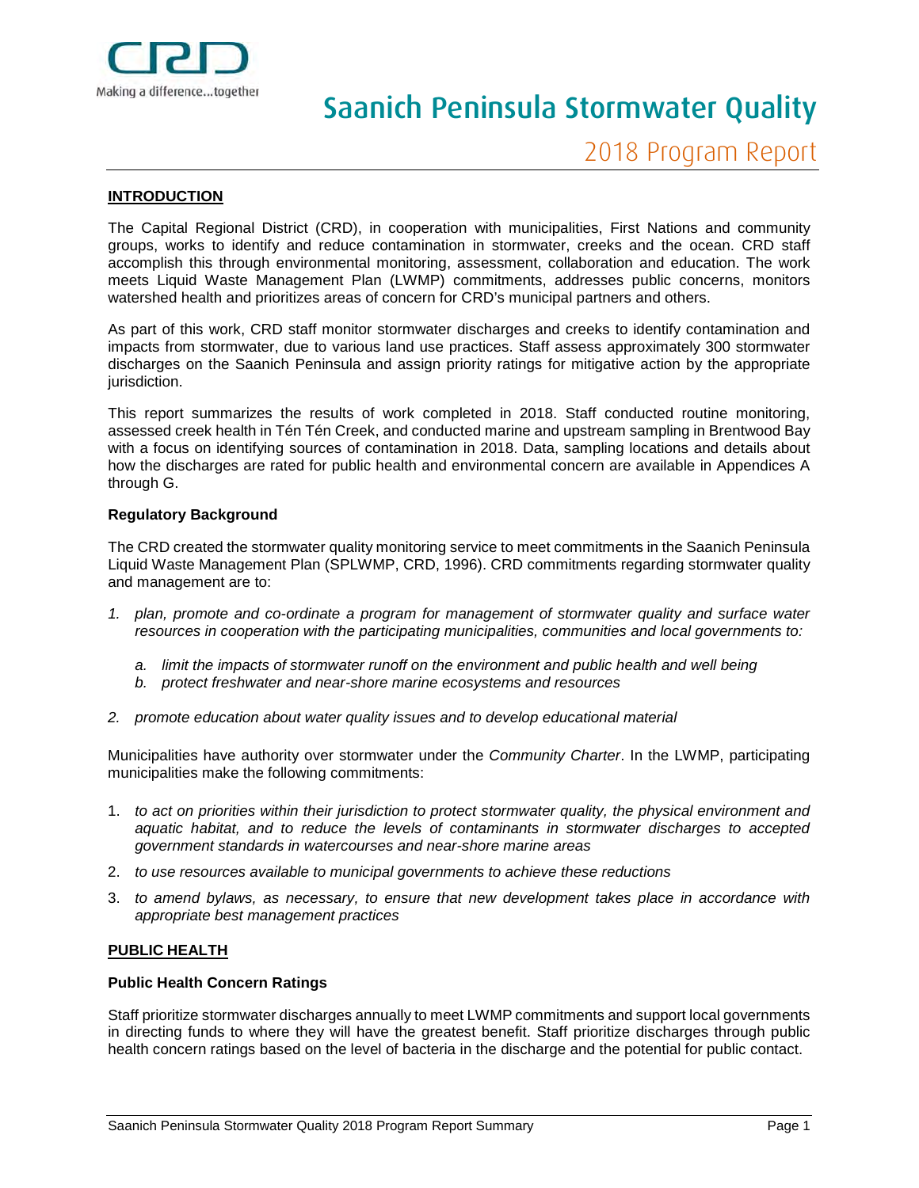# Saanich Peninsula Stormwater Quality

## 2018 Program Report

### INTRODUCTION

The Capital Regional District (CRD), in cooperation with municipalities, First Nations and community groups, works to identify and reduce contamination in stormwater, creeks and the ocean. CRD staff accomplish this through environmental monitoring, assessment, collaboration and education. The work meets Liquid Waste Management Plan (LWMP) commitments, addresses public concerns, monitors watershed health and prioritizes areas of concern for CRD's municipal partners and others.

As part of this work, CRD staff monitor stormwater discharges and creeks to identify contamination and impacts from stormwater, due to various land use practices. Staff assess approximately 300 stormwater discharges on the Saanich Peninsula and assign priority ratings for mitigative action by the appropriate jurisdiction.

This report summarizes the results of work completed in 2018. Staff conducted routine monitoring, assessed creek health in Tén Tén Creek, and conducted marine and upstream sampling in Brentwood Bay with a focus on identifying sources of contamination in 2018. Data, sampling locations and details about how the discharges are rated for public health and environmental concern are available in Appendices A through G.

#### Regulatory Background

The CRD created the stormwater quality monitoring service to meet commitments in the Saanich Peninsula Liquid Waste Management Plan (SPLWMP, CRD, 1996). CRD commitments regarding stormwater quality and management are to:

1. *plan, promote and co-ordinate a program for management of stormwater quality and surface water resources in cooperation with the participating municipalities, communities and local governments to:*
   a. *limit the impacts of stormwater runoff on the environment and public health and well being*
   b. *protect freshwater and near-shore marine ecosystems and resources*
2. *promote education about water quality issues and to develop educational material*

Municipalities have authority over stormwater under the *Community Charter*. In the LWMP, participating municipalities make the following commitments:

1. *to act on priorities within their jurisdiction to protect stormwater quality, the physical environment and aquatic habitat, and to reduce the levels of contaminants in stormwater discharges to accepted government standards in watercourses and near-shore marine areas*
2. *to use resources available to municipal governments to achieve these reductions*
3. *to amend bylaws, as necessary, to ensure that new development takes place in accordance with appropriate best management practices*

### PUBLIC HEALTH

#### Public Health Concern Ratings

Staff prioritize stormwater discharges annually to meet LWMP commitments and support local governments in directing funds to where they will have the greatest benefit. Staff prioritize discharges through public health concern ratings based on the level of bacteria in the discharge and the potential for public contact.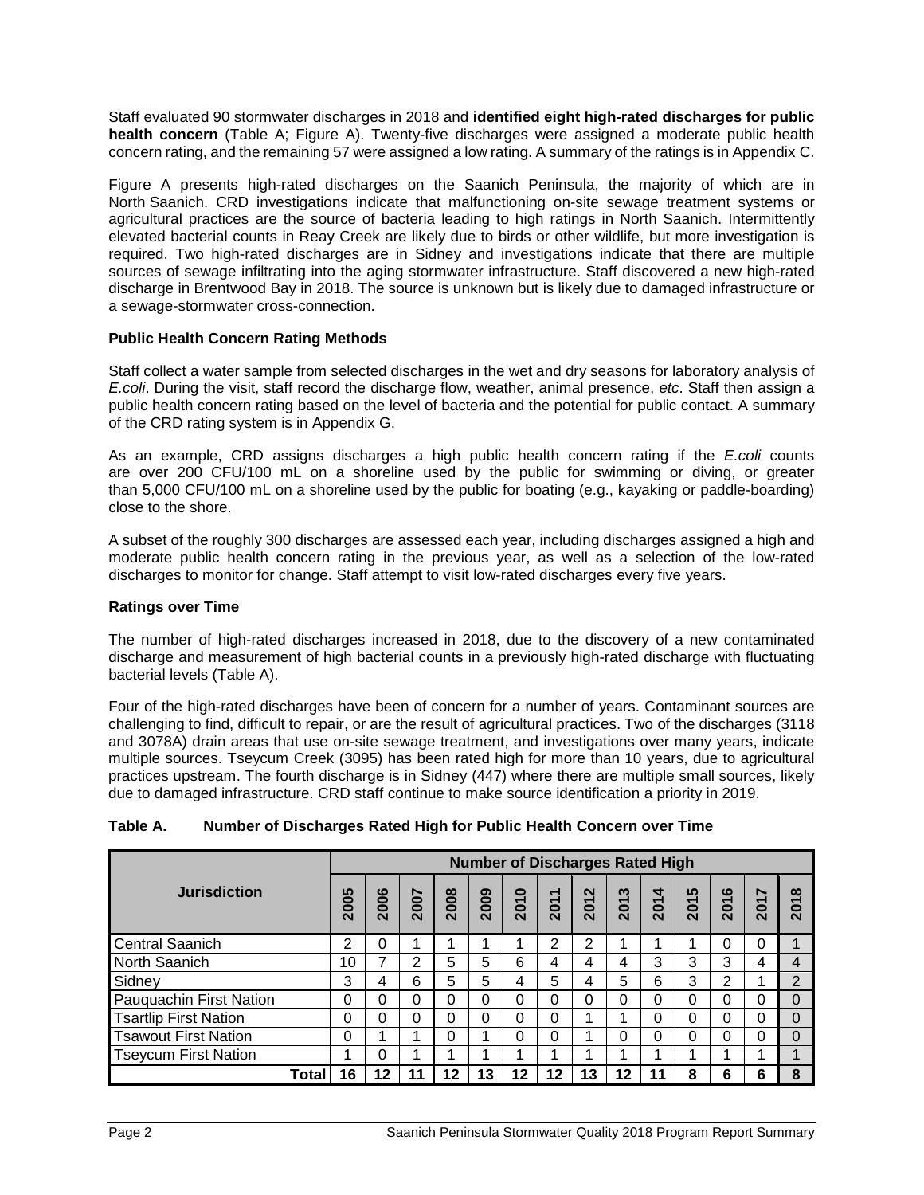Staff evaluated 90 stormwater discharges in 2018 and **identified eight high-rated discharges for public health concern** (Table A; Figure A). Twenty-five discharges were assigned a moderate public health concern rating, and the remaining 57 were assigned a low rating. A summary of the ratings is in Appendix C.

Figure A presents high-rated discharges on the Saanich Peninsula, the majority of which are in North Saanich. CRD investigations indicate that malfunctioning on-site sewage treatment systems or agricultural practices are the source of bacteria leading to high ratings in North Saanich. Intermittently elevated bacterial counts in Reay Creek are likely due to birds or other wildlife, but more investigation is required. Two high-rated discharges are in Sidney and investigations indicate that there are multiple sources of sewage infiltrating into the aging stormwater infrastructure. Staff discovered a new high-rated discharge in Brentwood Bay in 2018. The source is unknown but is likely due to damaged infrastructure or a sewage-stormwater cross-connection.

**Public Health Concern Rating Methods**

Staff collect a water sample from selected discharges in the wet and dry seasons for laboratory analysis of *E.coli*. During the visit, staff record the discharge flow, weather, animal presence, *etc*. Staff then assign a public health concern rating based on the level of bacteria and the potential for public contact. A summary of the CRD rating system is in Appendix G.

As an example, CRD assigns discharges a high public health concern rating if the *E.coli* counts are over 200 CFU/100 mL on a shoreline used by the public for swimming or diving, or greater than 5,000 CFU/100 mL on a shoreline used by the public for boating (e.g., kayaking or paddle-boarding) close to the shore.

A subset of the roughly 300 discharges are assessed each year, including discharges assigned a high and moderate public health concern rating in the previous year, as well as a selection of the low-rated discharges to monitor for change. Staff attempt to visit low-rated discharges every five years.

**Ratings over Time**

The number of high-rated discharges increased in 2018, due to the discovery of a new contaminated discharge and measurement of high bacterial counts in a previously high-rated discharge with fluctuating bacterial levels (Table A).

Four of the high-rated discharges have been of concern for a number of years. Contaminant sources are challenging to find, difficult to repair, or are the result of agricultural practices. Two of the discharges (3118 and 3078A) drain areas that use on-site sewage treatment, and investigations over many years, indicate multiple sources. Tseycum Creek (3095) has been rated high for more than 10 years, due to agricultural practices upstream. The fourth discharge is in Sidney (447) where there are multiple small sources, likely due to damaged infrastructure. CRD staff continue to make source identification a priority in 2019.

**Table A. Number of Discharges Rated High for Public Health Concern over Time**

| Jurisdiction | Number of Discharges Rated High | | | | | | | | | | | | | |
|---|---|---|---|---|---|---|---|---|---|---|---|---|---|---|
| | 2005 | 2006 | 2007 | 2008 | 2009 | 2010 | 2011 | 2012 | 2013 | 2014 | 2015 | 2016 | 2017 | 2018 |
| Central Saanich | 2 | 0 | 1 | 1 | 1 | 1 | 2 | 2 | 1 | 1 | 1 | 0 | 0 | 1 |
| North Saanich | 10 | 7 | 2 | 5 | 5 | 6 | 4 | 4 | 4 | 3 | 3 | 3 | 4 | 4 |
| Sidney | 3 | 4 | 6 | 5 | 5 | 4 | 5 | 4 | 5 | 6 | 3 | 2 | 1 | 2 |
| Pauquachin First Nation | 0 | 0 | 0 | 0 | 0 | 0 | 0 | 0 | 0 | 0 | 0 | 0 | 0 | 0 |
| Tsartlip First Nation | 0 | 0 | 0 | 0 | 0 | 0 | 0 | 1 | 1 | 0 | 0 | 0 | 0 | 0 |
| Tsawout First Nation | 0 | 1 | 1 | 0 | 1 | 0 | 0 | 1 | 0 | 0 | 0 | 0 | 0 | 0 |
| Tseycum First Nation | 1 | 0 | 1 | 1 | 1 | 1 | 1 | 1 | 1 | 1 | 1 | 1 | 1 | 1 |
| **Total** | **16** | **12** | **11** | **12** | **13** | **12** | **12** | **13** | **12** | **11** | **8** | **6** | **6** | **8** |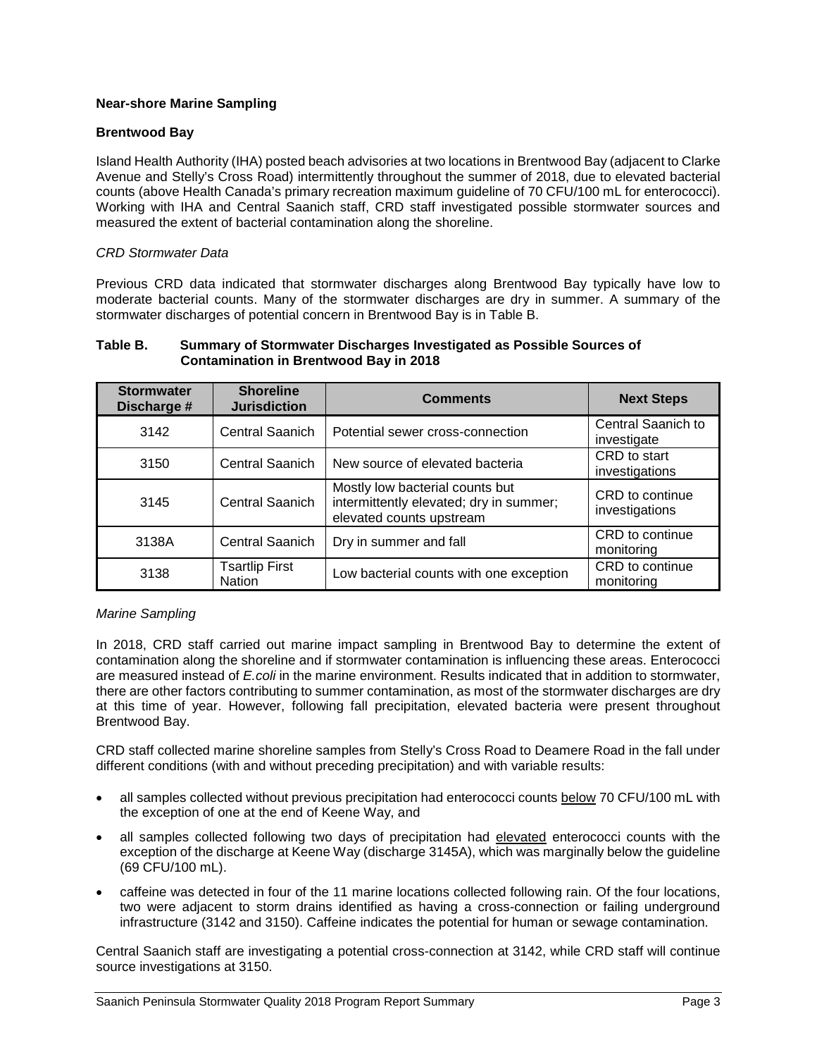**Near-shore Marine Sampling**

**Brentwood Bay**

Island Health Authority (IHA) posted beach advisories at two locations in Brentwood Bay (adjacent to Clarke Avenue and Stelly's Cross Road) intermittently throughout the summer of 2018, due to elevated bacterial counts (above Health Canada's primary recreation maximum guideline of 70 CFU/100 mL for enterococci). Working with IHA and Central Saanich staff, CRD staff investigated possible stormwater sources and measured the extent of bacterial contamination along the shoreline.

*CRD Stormwater Data*

Previous CRD data indicated that stormwater discharges along Brentwood Bay typically have low to moderate bacterial counts. Many of the stormwater discharges are dry in summer. A summary of the stormwater discharges of potential concern in Brentwood Bay is in Table B.

**Table B. Summary of Stormwater Discharges Investigated as Possible Sources of Contamination in Brentwood Bay in 2018**

| Stormwater Discharge # | Shoreline Jurisdiction | Comments | Next Steps |
|---|---|---|---|
| 3142 | Central Saanich | Potential sewer cross-connection | Central Saanich to investigate |
| 3150 | Central Saanich | New source of elevated bacteria | CRD to start investigations |
| 3145 | Central Saanich | Mostly low bacterial counts but intermittently elevated; dry in summer; elevated counts upstream | CRD to continue investigations |
| 3138A | Central Saanich | Dry in summer and fall | CRD to continue monitoring |
| 3138 | Tsartlip First Nation | Low bacterial counts with one exception | CRD to continue monitoring |

*Marine Sampling*

In 2018, CRD staff carried out marine impact sampling in Brentwood Bay to determine the extent of contamination along the shoreline and if stormwater contamination is influencing these areas. Enterococci are measured instead of *E.coli* in the marine environment. Results indicated that in addition to stormwater, there are other factors contributing to summer contamination, as most of the stormwater discharges are dry at this time of year. However, following fall precipitation, elevated bacteria were present throughout Brentwood Bay.

CRD staff collected marine shoreline samples from Stelly's Cross Road to Deamere Road in the fall under different conditions (with and without preceding precipitation) and with variable results:

- all samples collected without previous precipitation had enterococci counts below 70 CFU/100 mL with the exception of one at the end of Keene Way, and
- all samples collected following two days of precipitation had elevated enterococci counts with the exception of the discharge at Keene Way (discharge 3145A), which was marginally below the guideline (69 CFU/100 mL).
- caffeine was detected in four of the 11 marine locations collected following rain. Of the four locations, two were adjacent to storm drains identified as having a cross-connection or failing underground infrastructure (3142 and 3150). Caffeine indicates the potential for human or sewage contamination.

Central Saanich staff are investigating a potential cross-connection at 3142, while CRD staff will continue source investigations at 3150.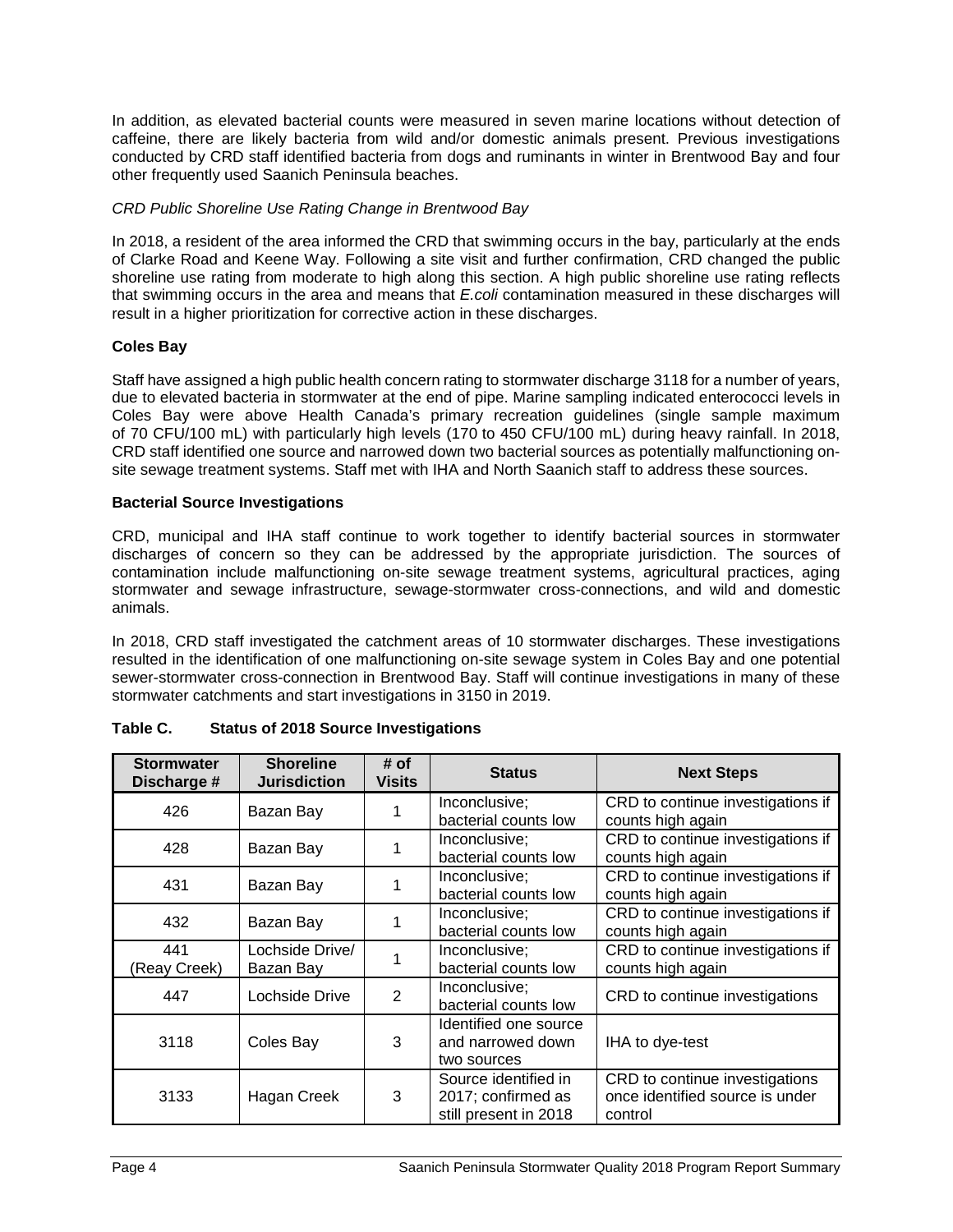In addition, as elevated bacterial counts were measured in seven marine locations without detection of caffeine, there are likely bacteria from wild and/or domestic animals present. Previous investigations conducted by CRD staff identified bacteria from dogs and ruminants in winter in Brentwood Bay and four other frequently used Saanich Peninsula beaches.

*CRD Public Shoreline Use Rating Change in Brentwood Bay*

In 2018, a resident of the area informed the CRD that swimming occurs in the bay, particularly at the ends of Clarke Road and Keene Way. Following a site visit and further confirmation, CRD changed the public shoreline use rating from moderate to high along this section. A high public shoreline use rating reflects that swimming occurs in the area and means that *E.coli* contamination measured in these discharges will result in a higher prioritization for corrective action in these discharges.

**Coles Bay**

Staff have assigned a high public health concern rating to stormwater discharge 3118 for a number of years, due to elevated bacteria in stormwater at the end of pipe. Marine sampling indicated enterococci levels in Coles Bay were above Health Canada's primary recreation guidelines (single sample maximum of 70 CFU/100 mL) with particularly high levels (170 to 450 CFU/100 mL) during heavy rainfall. In 2018, CRD staff identified one source and narrowed down two bacterial sources as potentially malfunctioning on-site sewage treatment systems. Staff met with IHA and North Saanich staff to address these sources.

**Bacterial Source Investigations**

CRD, municipal and IHA staff continue to work together to identify bacterial sources in stormwater discharges of concern so they can be addressed by the appropriate jurisdiction. The sources of contamination include malfunctioning on-site sewage treatment systems, agricultural practices, aging stormwater and sewage infrastructure, sewage-stormwater cross-connections, and wild and domestic animals.

In 2018, CRD staff investigated the catchment areas of 10 stormwater discharges. These investigations resulted in the identification of one malfunctioning on-site sewage system in Coles Bay and one potential sewer-stormwater cross-connection in Brentwood Bay. Staff will continue investigations in many of these stormwater catchments and start investigations in 3150 in 2019.

**Table C. Status of 2018 Source Investigations**

| Stormwater Discharge # | Shoreline Jurisdiction | # of Visits | Status | Next Steps |
|---|---|---|---|---|
| 426 | Bazan Bay | 1 | Inconclusive; bacterial counts low | CRD to continue investigations if counts high again |
| 428 | Bazan Bay | 1 | Inconclusive; bacterial counts low | CRD to continue investigations if counts high again |
| 431 | Bazan Bay | 1 | Inconclusive; bacterial counts low | CRD to continue investigations if counts high again |
| 432 | Bazan Bay | 1 | Inconclusive; bacterial counts low | CRD to continue investigations if counts high again |
| 441 (Reay Creek) | Lochside Drive/ Bazan Bay | 1 | Inconclusive; bacterial counts low | CRD to continue investigations if counts high again |
| 447 | Lochside Drive | 2 | Inconclusive; bacterial counts low | CRD to continue investigations |
| 3118 | Coles Bay | 3 | Identified one source and narrowed down two sources | IHA to dye-test |
| 3133 | Hagan Creek | 3 | Source identified in 2017; confirmed as still present in 2018 | CRD to continue investigations once identified source is under control |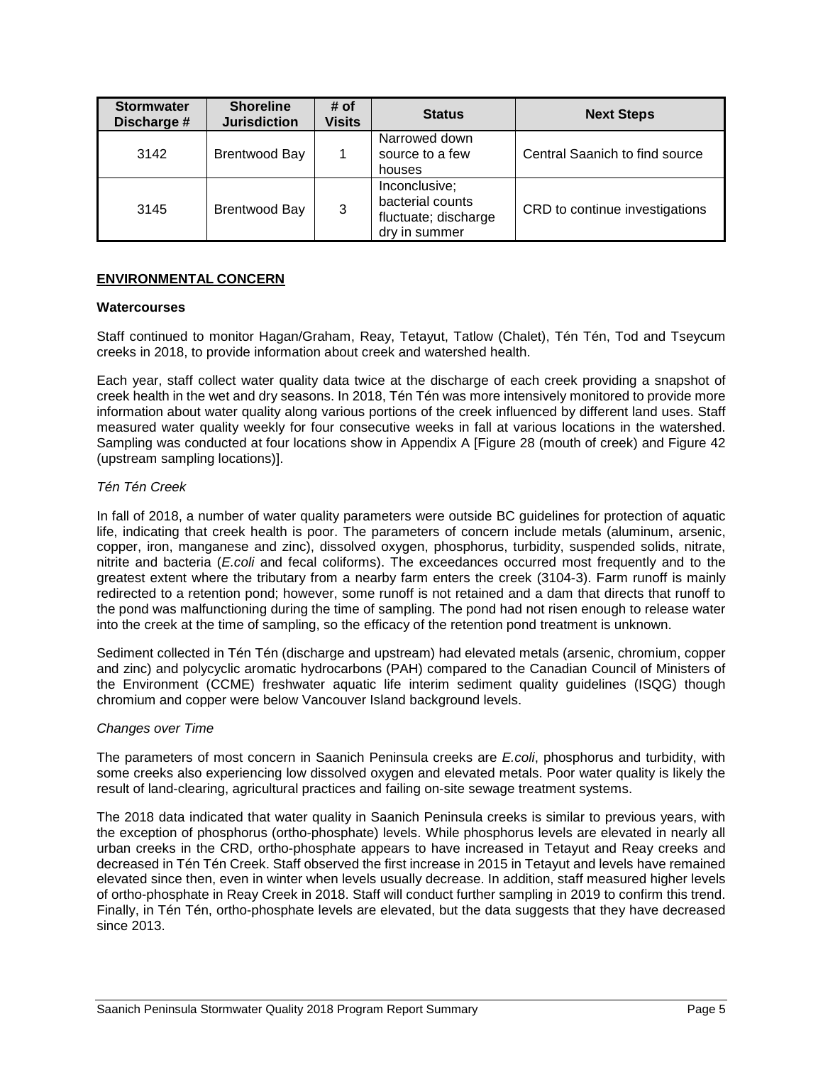| Stormwater Discharge # | Shoreline Jurisdiction | # of Visits | Status | Next Steps |
|---|---|---|---|---|
| 3142 | Brentwood Bay | 1 | Narrowed down source to a few houses | Central Saanich to find source |
| 3145 | Brentwood Bay | 3 | Inconclusive; bacterial counts fluctuate; discharge dry in summer | CRD to continue investigations |

## ENVIRONMENTAL CONCERN

### Watercourses

Staff continued to monitor Hagan/Graham, Reay, Tetayut, Tatlow (Chalet), Tén Tén, Tod and Tseycum creeks in 2018, to provide information about creek and watershed health.

Each year, staff collect water quality data twice at the discharge of each creek providing a snapshot of creek health in the wet and dry seasons. In 2018, Tén Tén was more intensively monitored to provide more information about water quality along various portions of the creek influenced by different land uses. Staff measured water quality weekly for four consecutive weeks in fall at various locations in the watershed. Sampling was conducted at four locations show in Appendix A [Figure 28 (mouth of creek) and Figure 42 (upstream sampling locations)].

*Tén Tén Creek*

In fall of 2018, a number of water quality parameters were outside BC guidelines for protection of aquatic life, indicating that creek health is poor. The parameters of concern include metals (aluminum, arsenic, copper, iron, manganese and zinc), dissolved oxygen, phosphorus, turbidity, suspended solids, nitrate, nitrite and bacteria (*E.coli* and fecal coliforms). The exceedances occurred most frequently and to the greatest extent where the tributary from a nearby farm enters the creek (3104-3). Farm runoff is mainly redirected to a retention pond; however, some runoff is not retained and a dam that directs that runoff to the pond was malfunctioning during the time of sampling. The pond had not risen enough to release water into the creek at the time of sampling, so the efficacy of the retention pond treatment is unknown.

Sediment collected in Tén Tén (discharge and upstream) had elevated metals (arsenic, chromium, copper and zinc) and polycyclic aromatic hydrocarbons (PAH) compared to the Canadian Council of Ministers of the Environment (CCME) freshwater aquatic life interim sediment quality guidelines (ISQG) though chromium and copper were below Vancouver Island background levels.

*Changes over Time*

The parameters of most concern in Saanich Peninsula creeks are *E.coli*, phosphorus and turbidity, with some creeks also experiencing low dissolved oxygen and elevated metals. Poor water quality is likely the result of land-clearing, agricultural practices and failing on-site sewage treatment systems.

The 2018 data indicated that water quality in Saanich Peninsula creeks is similar to previous years, with the exception of phosphorus (ortho-phosphate) levels. While phosphorus levels are elevated in nearly all urban creeks in the CRD, ortho-phosphate appears to have increased in Tetayut and Reay creeks and decreased in Tén Tén Creek. Staff observed the first increase in 2015 in Tetayut and levels have remained elevated since then, even in winter when levels usually decrease. In addition, staff measured higher levels of ortho-phosphate in Reay Creek in 2018. Staff will conduct further sampling in 2019 to confirm this trend. Finally, in Tén Tén, ortho-phosphate levels are elevated, but the data suggests that they have decreased since 2013.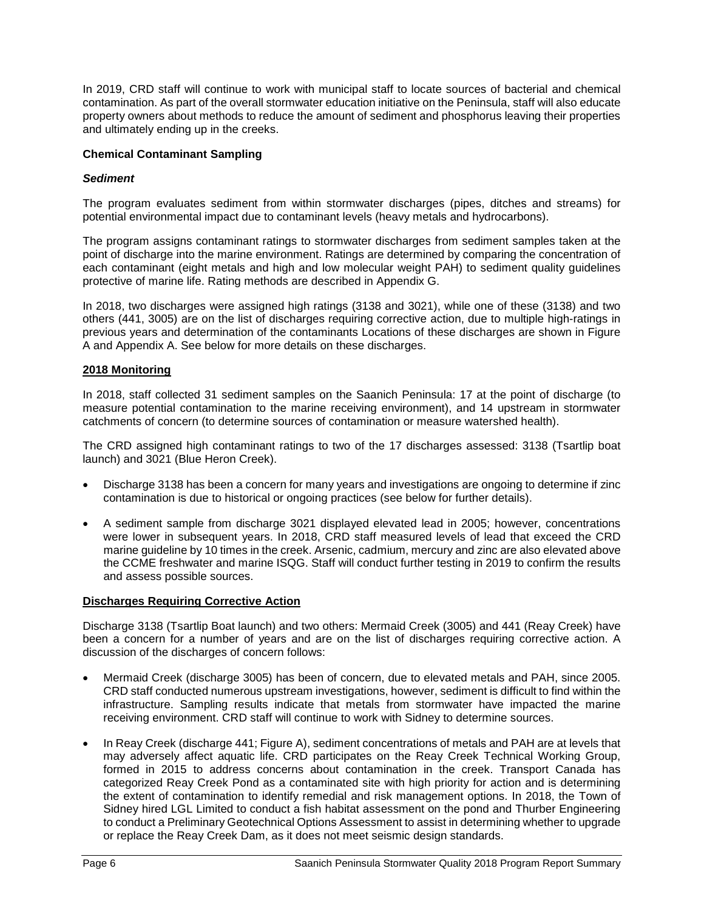In 2019, CRD staff will continue to work with municipal staff to locate sources of bacterial and chemical contamination. As part of the overall stormwater education initiative on the Peninsula, staff will also educate property owners about methods to reduce the amount of sediment and phosphorus leaving their properties and ultimately ending up in the creeks.

**Chemical Contaminant Sampling**

***Sediment***

The program evaluates sediment from within stormwater discharges (pipes, ditches and streams) for potential environmental impact due to contaminant levels (heavy metals and hydrocarbons).

The program assigns contaminant ratings to stormwater discharges from sediment samples taken at the point of discharge into the marine environment. Ratings are determined by comparing the concentration of each contaminant (eight metals and high and low molecular weight PAH) to sediment quality guidelines protective of marine life. Rating methods are described in Appendix G.

In 2018, two discharges were assigned high ratings (3138 and 3021), while one of these (3138) and two others (441, 3005) are on the list of discharges requiring corrective action, due to multiple high-ratings in previous years and determination of the contaminants Locations of these discharges are shown in Figure A and Appendix A. See below for more details on these discharges.

**2018 Monitoring**

In 2018, staff collected 31 sediment samples on the Saanich Peninsula: 17 at the point of discharge (to measure potential contamination to the marine receiving environment), and 14 upstream in stormwater catchments of concern (to determine sources of contamination or measure watershed health).

The CRD assigned high contaminant ratings to two of the 17 discharges assessed: 3138 (Tsartlip boat launch) and 3021 (Blue Heron Creek).

- Discharge 3138 has been a concern for many years and investigations are ongoing to determine if zinc contamination is due to historical or ongoing practices (see below for further details).
- A sediment sample from discharge 3021 displayed elevated lead in 2005; however, concentrations were lower in subsequent years. In 2018, CRD staff measured levels of lead that exceed the CRD marine guideline by 10 times in the creek. Arsenic, cadmium, mercury and zinc are also elevated above the CCME freshwater and marine ISQG. Staff will conduct further testing in 2019 to confirm the results and assess possible sources.

**Discharges Requiring Corrective Action**

Discharge 3138 (Tsartlip Boat launch) and two others: Mermaid Creek (3005) and 441 (Reay Creek) have been a concern for a number of years and are on the list of discharges requiring corrective action. A discussion of the discharges of concern follows:

- Mermaid Creek (discharge 3005) has been of concern, due to elevated metals and PAH, since 2005. CRD staff conducted numerous upstream investigations, however, sediment is difficult to find within the infrastructure. Sampling results indicate that metals from stormwater have impacted the marine receiving environment. CRD staff will continue to work with Sidney to determine sources.
- In Reay Creek (discharge 441; Figure A), sediment concentrations of metals and PAH are at levels that may adversely affect aquatic life. CRD participates on the Reay Creek Technical Working Group, formed in 2015 to address concerns about contamination in the creek. Transport Canada has categorized Reay Creek Pond as a contaminated site with high priority for action and is determining the extent of contamination to identify remedial and risk management options. In 2018, the Town of Sidney hired LGL Limited to conduct a fish habitat assessment on the pond and Thurber Engineering to conduct a Preliminary Geotechnical Options Assessment to assist in determining whether to upgrade or replace the Reay Creek Dam, as it does not meet seismic design standards.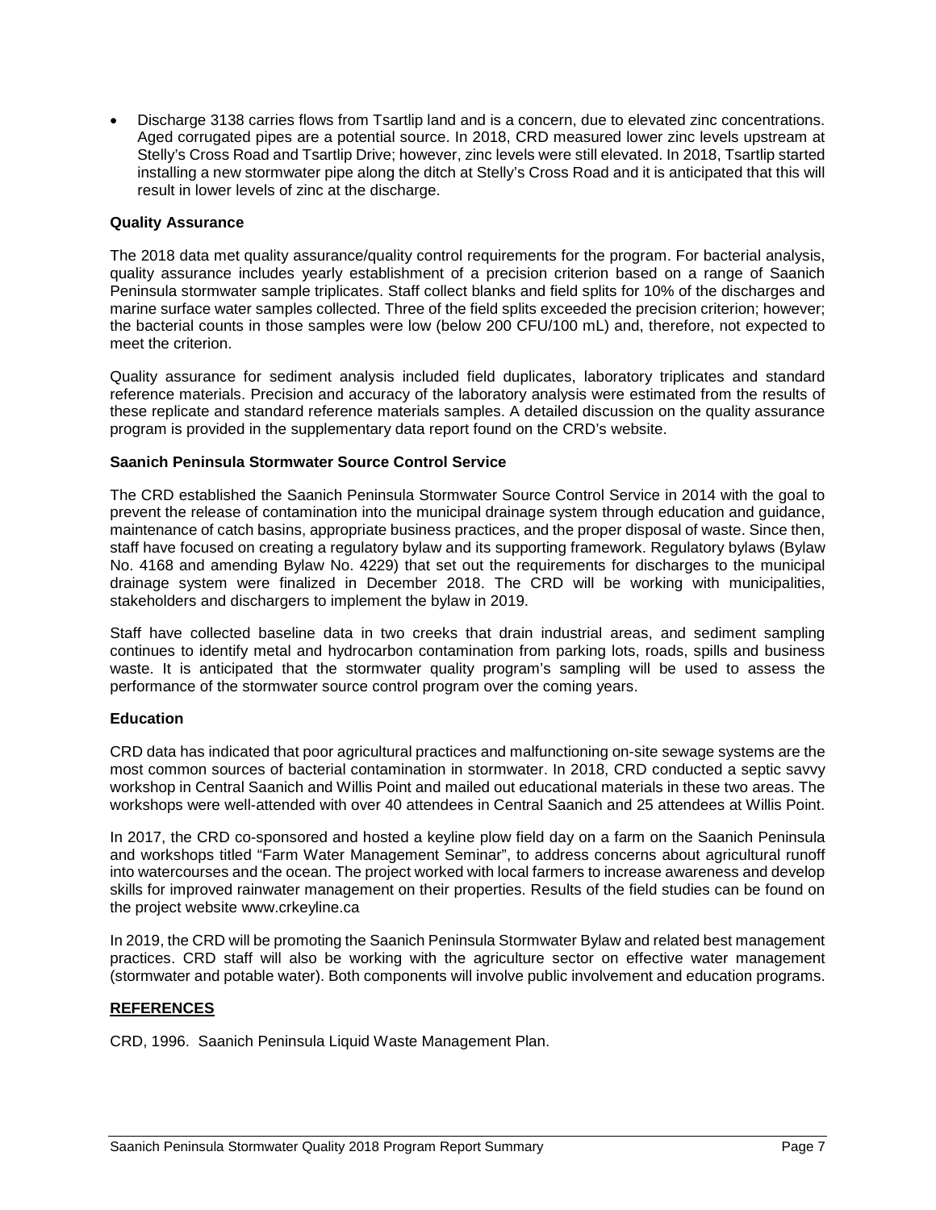- Discharge 3138 carries flows from Tsartlip land and is a concern, due to elevated zinc concentrations. Aged corrugated pipes are a potential source. In 2018, CRD measured lower zinc levels upstream at Stelly's Cross Road and Tsartlip Drive; however, zinc levels were still elevated. In 2018, Tsartlip started installing a new stormwater pipe along the ditch at Stelly's Cross Road and it is anticipated that this will result in lower levels of zinc at the discharge.

**Quality Assurance**

The 2018 data met quality assurance/quality control requirements for the program. For bacterial analysis, quality assurance includes yearly establishment of a precision criterion based on a range of Saanich Peninsula stormwater sample triplicates. Staff collect blanks and field splits for 10% of the discharges and marine surface water samples collected. Three of the field splits exceeded the precision criterion; however; the bacterial counts in those samples were low (below 200 CFU/100 mL) and, therefore, not expected to meet the criterion.

Quality assurance for sediment analysis included field duplicates, laboratory triplicates and standard reference materials. Precision and accuracy of the laboratory analysis were estimated from the results of these replicate and standard reference materials samples. A detailed discussion on the quality assurance program is provided in the supplementary data report found on the CRD's website.

**Saanich Peninsula Stormwater Source Control Service**

The CRD established the Saanich Peninsula Stormwater Source Control Service in 2014 with the goal to prevent the release of contamination into the municipal drainage system through education and guidance, maintenance of catch basins, appropriate business practices, and the proper disposal of waste. Since then, staff have focused on creating a regulatory bylaw and its supporting framework. Regulatory bylaws (Bylaw No. 4168 and amending Bylaw No. 4229) that set out the requirements for discharges to the municipal drainage system were finalized in December 2018. The CRD will be working with municipalities, stakeholders and dischargers to implement the bylaw in 2019.

Staff have collected baseline data in two creeks that drain industrial areas, and sediment sampling continues to identify metal and hydrocarbon contamination from parking lots, roads, spills and business waste. It is anticipated that the stormwater quality program's sampling will be used to assess the performance of the stormwater source control program over the coming years.

**Education**

CRD data has indicated that poor agricultural practices and malfunctioning on-site sewage systems are the most common sources of bacterial contamination in stormwater. In 2018, CRD conducted a septic savvy workshop in Central Saanich and Willis Point and mailed out educational materials in these two areas. The workshops were well-attended with over 40 attendees in Central Saanich and 25 attendees at Willis Point.

In 2017, the CRD co-sponsored and hosted a keyline plow field day on a farm on the Saanich Peninsula and workshops titled "Farm Water Management Seminar", to address concerns about agricultural runoff into watercourses and the ocean. The project worked with local farmers to increase awareness and develop skills for improved rainwater management on their properties. Results of the field studies can be found on the project website www.crkeyline.ca

In 2019, the CRD will be promoting the Saanich Peninsula Stormwater Bylaw and related best management practices. CRD staff will also be working with the agriculture sector on effective water management (stormwater and potable water). Both components will involve public involvement and education programs.

## REFERENCES

CRD, 1996. Saanich Peninsula Liquid Waste Management Plan.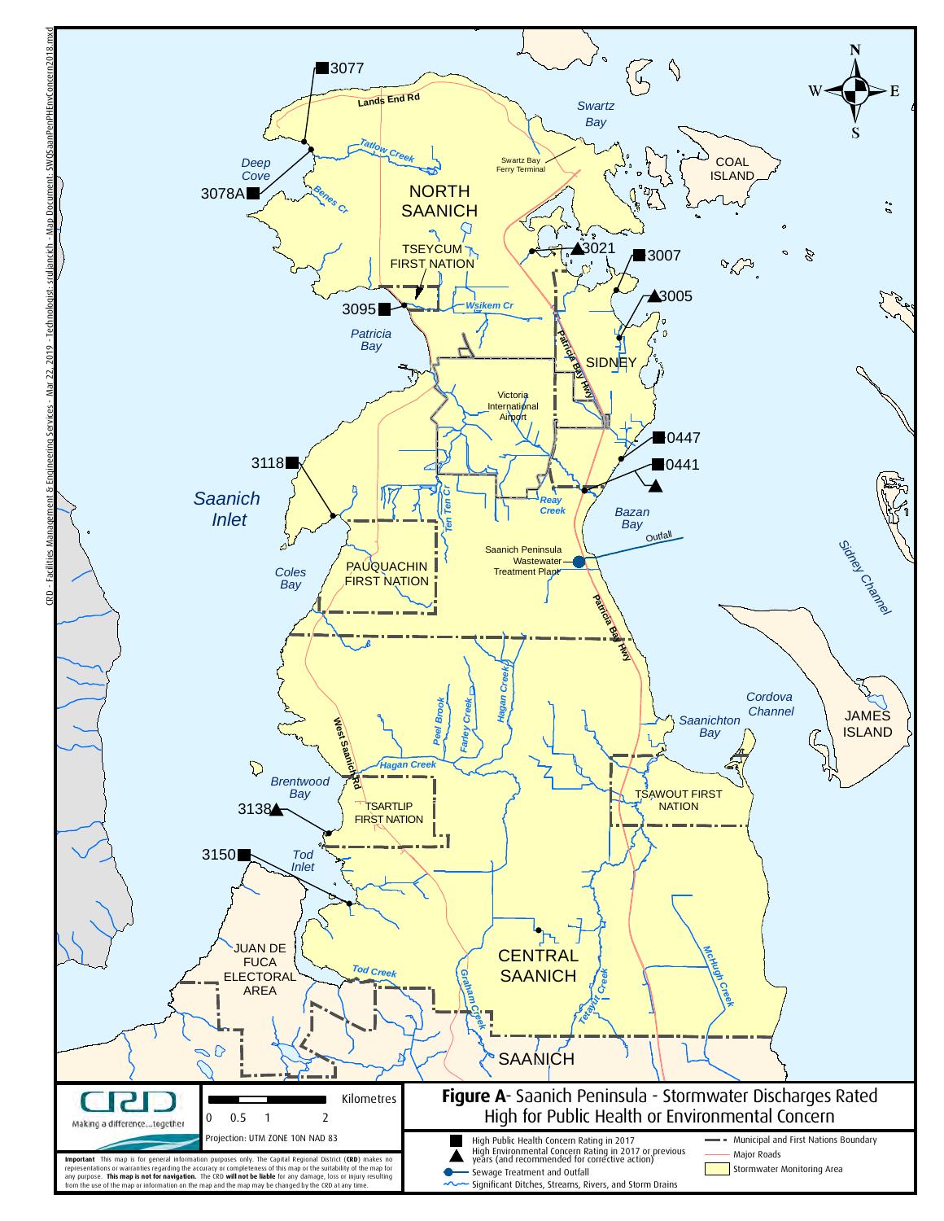# Figure A- Saanich Peninsula - Stormwater Discharges Rated High for Public Health or Environmental Concern

3077

Lands End Rd

Swartz Bay

Tatlow Creek

Swartz Bay Ferry Terminal

COAL ISLAND

Deep Cove

3078A

Benes Cr

NORTH SAANICH

TSEYCUM FIRST NATION

3021

3007

3005

3095

Wsikem Cr

Patricia Bay

Patricia Bay Hwy

SIDNEY

Victoria International Airport

0447

0441

3118

Saanich Inlet

Ten Ten Cr

Reay Creek

Bazan Bay

Outfall

Sidney Channel

Saanich Peninsula Wastewater Treatment Plant

Coles Bay

PAUQUACHIN FIRST NATION

Patricia Bay Hwy

Cordova Channel

Saanichton Bay

JAMES ISLAND

Hagan Creek

Farley Creek

Peel Brook

West Saanich Rd

Hagan Creek

Brentwood Bay

TSAWOUT FIRST NATION

3138

TSARTLIP FIRST NATION

3150

Tod Inlet

JUAN DE FUCA ELECTORAL AREA

Tod Creek

CENTRAL SAANICH

Graham Creek

Tetayut Creek

McHugh Creek

SAANICH

CRD Making a difference...together

Kilometres 0 0.5 1 2

Projection: UTM ZONE 10N NAD 83

**Important** This map is for general information purposes only. The Capital Regional District (**CRD**) makes no representations or warranties regarding the accuracy or completeness of this map or the suitability of the map for any purpose. **This map is not for navigation.** The CRD **will not be liable** for any damage, loss or injury resulting from the use of the map or information on the map and the map may be changed by the CRD at any time.

- High Public Health Concern Rating in 2017
- High Environmental Concern Rating in 2017 or previous years (and recommended for corrective action)
- Sewage Treatment and Outfall
- Significant Ditches, Streams, Rivers, and Storm Drains
- Municipal and First Nations Boundary
- Major Roads
- Stormwater Monitoring Area

CRD - Facilities Management & Engineering Services - Mar 22, 2019 - Technologist: srjiancich - Map Document: SWQSaanPenPHEnvConcern2018.mxd